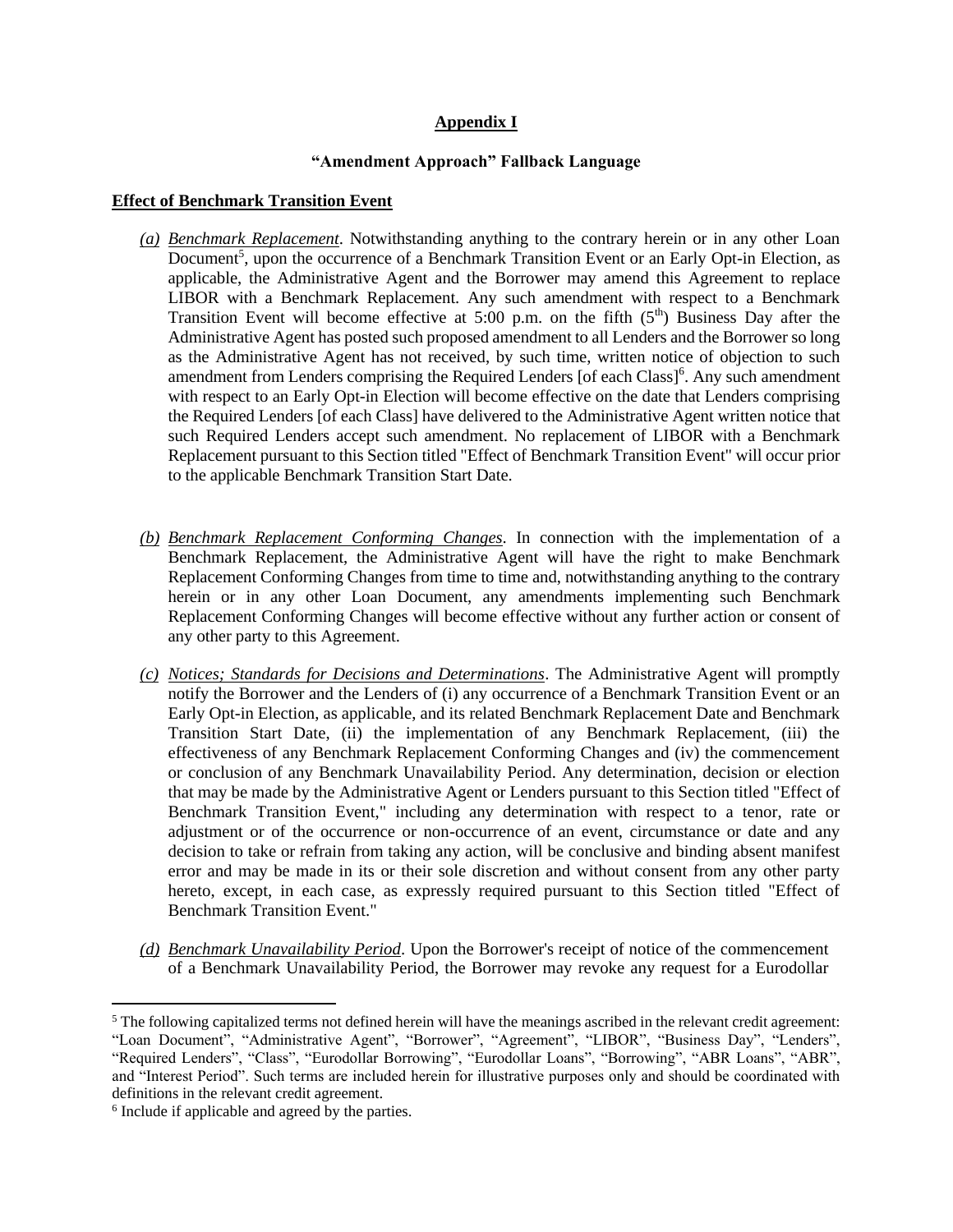## Appendix I

### "Amendment Approach" Fallback Language

**Effect of Benchmark Transition Event**

*(a)* *Benchmark Replacement*. Notwithstanding anything to the contrary herein or in any other Loan Document[5], upon the occurrence of a Benchmark Transition Event or an Early Opt-in Election, as applicable, the Administrative Agent and the Borrower may amend this Agreement to replace LIBOR with a Benchmark Replacement. Any such amendment with respect to a Benchmark Transition Event will become effective at 5:00 p.m. on the fifth (5th) Business Day after the Administrative Agent has posted such proposed amendment to all Lenders and the Borrower so long as the Administrative Agent has not received, by such time, written notice of objection to such amendment from Lenders comprising the Required Lenders [of each Class][6]. Any such amendment with respect to an Early Opt-in Election will become effective on the date that Lenders comprising the Required Lenders [of each Class] have delivered to the Administrative Agent written notice that such Required Lenders accept such amendment. No replacement of LIBOR with a Benchmark Replacement pursuant to this Section titled "Effect of Benchmark Transition Event" will occur prior to the applicable Benchmark Transition Start Date.

*(b)* *Benchmark Replacement Conforming Changes*. In connection with the implementation of a Benchmark Replacement, the Administrative Agent will have the right to make Benchmark Replacement Conforming Changes from time to time and, notwithstanding anything to the contrary herein or in any other Loan Document, any amendments implementing such Benchmark Replacement Conforming Changes will become effective without any further action or consent of any other party to this Agreement.

*(c)* *Notices; Standards for Decisions and Determinations*. The Administrative Agent will promptly notify the Borrower and the Lenders of (i) any occurrence of a Benchmark Transition Event or an Early Opt-in Election, as applicable, and its related Benchmark Replacement Date and Benchmark Transition Start Date, (ii) the implementation of any Benchmark Replacement, (iii) the effectiveness of any Benchmark Replacement Conforming Changes and (iv) the commencement or conclusion of any Benchmark Unavailability Period. Any determination, decision or election that may be made by the Administrative Agent or Lenders pursuant to this Section titled "Effect of Benchmark Transition Event," including any determination with respect to a tenor, rate or adjustment or of the occurrence or non-occurrence of an event, circumstance or date and any decision to take or refrain from taking any action, will be conclusive and binding absent manifest error and may be made in its or their sole discretion and without consent from any other party hereto, except, in each case, as expressly required pursuant to this Section titled "Effect of Benchmark Transition Event."

*(d)* *Benchmark Unavailability Period*. Upon the Borrower's receipt of notice of the commencement of a Benchmark Unavailability Period, the Borrower may revoke any request for a Eurodollar

---

[5] The following capitalized terms not defined herein will have the meanings ascribed in the relevant credit agreement: "Loan Document", "Administrative Agent", "Borrower", "Agreement", "LIBOR", "Business Day", "Lenders", "Required Lenders", "Class", "Eurodollar Borrowing", "Eurodollar Loans", "Borrowing", "ABR Loans", "ABR", and "Interest Period". Such terms are included herein for illustrative purposes only and should be coordinated with definitions in the relevant credit agreement.

[6] Include if applicable and agreed by the parties.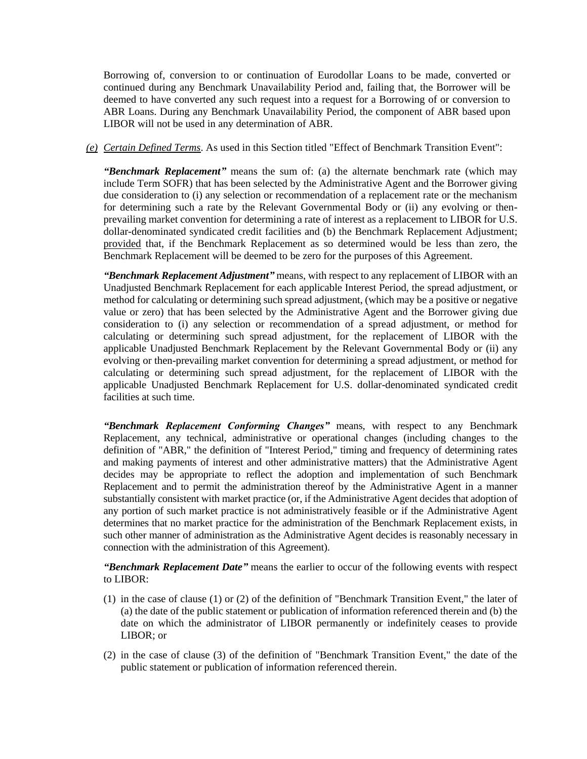Borrowing of, conversion to or continuation of Eurodollar Loans to be made, converted or continued during any Benchmark Unavailability Period and, failing that, the Borrower will be deemed to have converted any such request into a request for a Borrowing of or conversion to ABR Loans. During any Benchmark Unavailability Period, the component of ABR based upon LIBOR will not be used in any determination of ABR.

*(e)* *Certain Defined Terms*. As used in this Section titled "Effect of Benchmark Transition Event":

***"Benchmark Replacement"*** means the sum of: (a) the alternate benchmark rate (which may include Term SOFR) that has been selected by the Administrative Agent and the Borrower giving due consideration to (i) any selection or recommendation of a replacement rate or the mechanism for determining such a rate by the Relevant Governmental Body or (ii) any evolving or then-prevailing market convention for determining a rate of interest as a replacement to LIBOR for U.S. dollar-denominated syndicated credit facilities and (b) the Benchmark Replacement Adjustment; provided that, if the Benchmark Replacement as so determined would be less than zero, the Benchmark Replacement will be deemed to be zero for the purposes of this Agreement.

***"Benchmark Replacement Adjustment"*** means, with respect to any replacement of LIBOR with an Unadjusted Benchmark Replacement for each applicable Interest Period, the spread adjustment, or method for calculating or determining such spread adjustment, (which may be a positive or negative value or zero) that has been selected by the Administrative Agent and the Borrower giving due consideration to (i) any selection or recommendation of a spread adjustment, or method for calculating or determining such spread adjustment, for the replacement of LIBOR with the applicable Unadjusted Benchmark Replacement by the Relevant Governmental Body or (ii) any evolving or then-prevailing market convention for determining a spread adjustment, or method for calculating or determining such spread adjustment, for the replacement of LIBOR with the applicable Unadjusted Benchmark Replacement for U.S. dollar-denominated syndicated credit facilities at such time.

***"Benchmark Replacement Conforming Changes"*** means, with respect to any Benchmark Replacement, any technical, administrative or operational changes (including changes to the definition of "ABR," the definition of "Interest Period," timing and frequency of determining rates and making payments of interest and other administrative matters) that the Administrative Agent decides may be appropriate to reflect the adoption and implementation of such Benchmark Replacement and to permit the administration thereof by the Administrative Agent in a manner substantially consistent with market practice (or, if the Administrative Agent decides that adoption of any portion of such market practice is not administratively feasible or if the Administrative Agent determines that no market practice for the administration of the Benchmark Replacement exists, in such other manner of administration as the Administrative Agent decides is reasonably necessary in connection with the administration of this Agreement).

***"Benchmark Replacement Date"*** means the earlier to occur of the following events with respect to LIBOR:

(1) in the case of clause (1) or (2) of the definition of "Benchmark Transition Event," the later of (a) the date of the public statement or publication of information referenced therein and (b) the date on which the administrator of LIBOR permanently or indefinitely ceases to provide LIBOR; or

(2) in the case of clause (3) of the definition of "Benchmark Transition Event," the date of the public statement or publication of information referenced therein.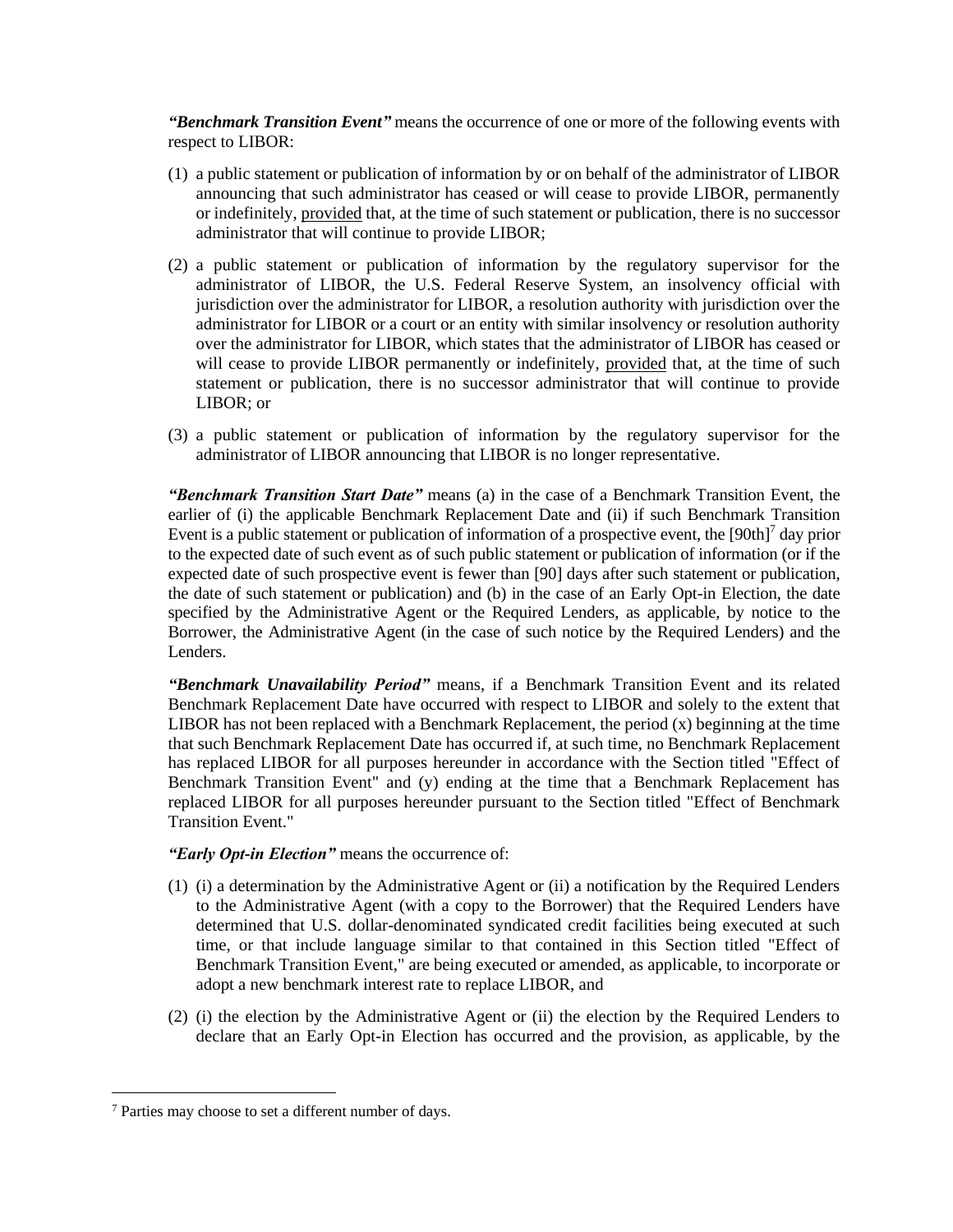***"Benchmark Transition Event"*** means the occurrence of one or more of the following events with respect to LIBOR:

(1) a public statement or publication of information by or on behalf of the administrator of LIBOR announcing that such administrator has ceased or will cease to provide LIBOR, permanently or indefinitely, provided that, at the time of such statement or publication, there is no successor administrator that will continue to provide LIBOR;

(2) a public statement or publication of information by the regulatory supervisor for the administrator of LIBOR, the U.S. Federal Reserve System, an insolvency official with jurisdiction over the administrator for LIBOR, a resolution authority with jurisdiction over the administrator for LIBOR or a court or an entity with similar insolvency or resolution authority over the administrator for LIBOR, which states that the administrator of LIBOR has ceased or will cease to provide LIBOR permanently or indefinitely, provided that, at the time of such statement or publication, there is no successor administrator that will continue to provide LIBOR; or

(3) a public statement or publication of information by the regulatory supervisor for the administrator of LIBOR announcing that LIBOR is no longer representative.

***"Benchmark Transition Start Date"*** means (a) in the case of a Benchmark Transition Event, the earlier of (i) the applicable Benchmark Replacement Date and (ii) if such Benchmark Transition Event is a public statement or publication of information of a prospective event, the [90th][7] day prior to the expected date of such event as of such public statement or publication of information (or if the expected date of such prospective event is fewer than [90] days after such statement or publication, the date of such statement or publication) and (b) in the case of an Early Opt-in Election, the date specified by the Administrative Agent or the Required Lenders, as applicable, by notice to the Borrower, the Administrative Agent (in the case of such notice by the Required Lenders) and the Lenders.

***"Benchmark Unavailability Period"*** means, if a Benchmark Transition Event and its related Benchmark Replacement Date have occurred with respect to LIBOR and solely to the extent that LIBOR has not been replaced with a Benchmark Replacement, the period (x) beginning at the time that such Benchmark Replacement Date has occurred if, at such time, no Benchmark Replacement has replaced LIBOR for all purposes hereunder in accordance with the Section titled "Effect of Benchmark Transition Event" and (y) ending at the time that a Benchmark Replacement has replaced LIBOR for all purposes hereunder pursuant to the Section titled "Effect of Benchmark Transition Event."

***"Early Opt-in Election"*** means the occurrence of:

(1) (i) a determination by the Administrative Agent or (ii) a notification by the Required Lenders to the Administrative Agent (with a copy to the Borrower) that the Required Lenders have determined that U.S. dollar-denominated syndicated credit facilities being executed at such time, or that include language similar to that contained in this Section titled "Effect of Benchmark Transition Event," are being executed or amended, as applicable, to incorporate or adopt a new benchmark interest rate to replace LIBOR, and

(2) (i) the election by the Administrative Agent or (ii) the election by the Required Lenders to declare that an Early Opt-in Election has occurred and the provision, as applicable, by the

---

[7] Parties may choose to set a different number of days.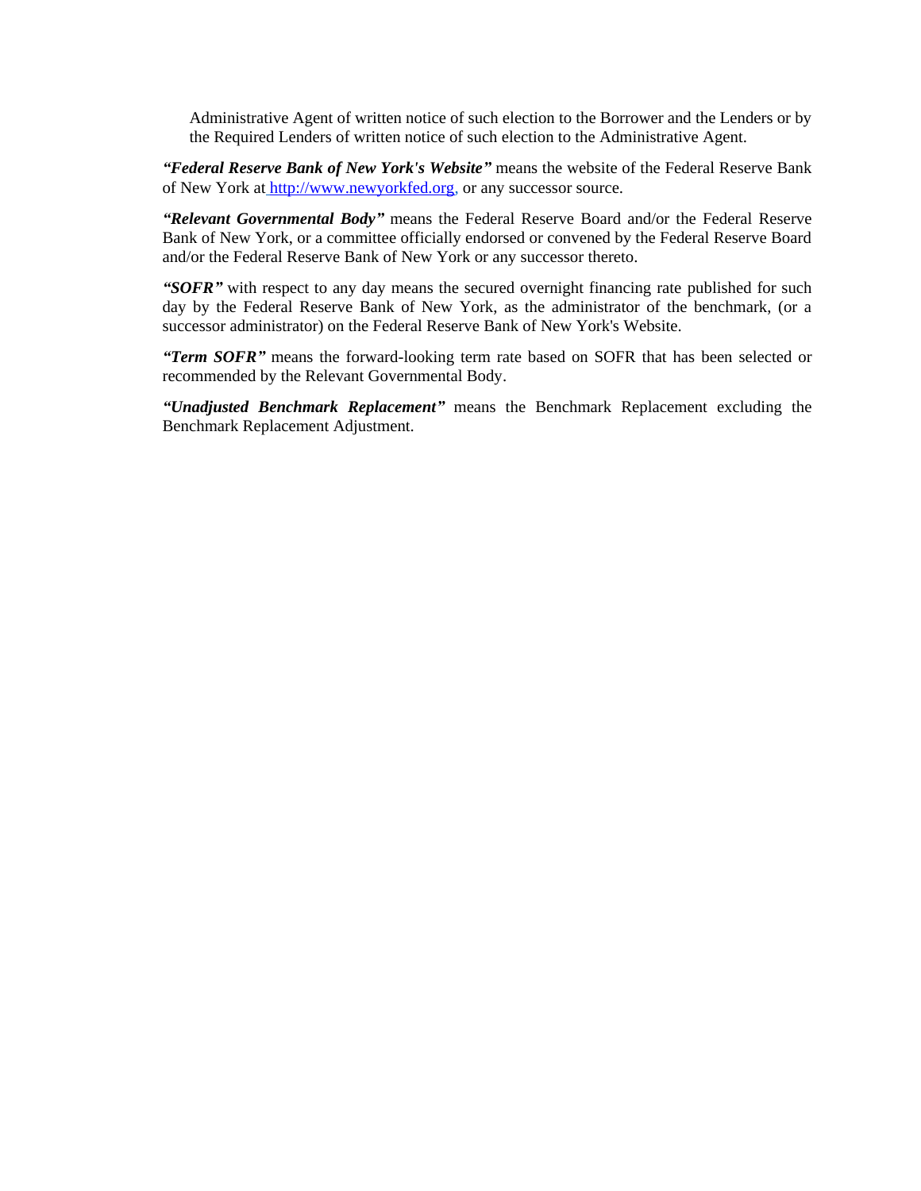Administrative Agent of written notice of such election to the Borrower and the Lenders or by the Required Lenders of written notice of such election to the Administrative Agent.

***"Federal Reserve Bank of New York's Website"*** means the website of the Federal Reserve Bank of New York at http://www.newyorkfed.org, or any successor source.

***"Relevant Governmental Body"*** means the Federal Reserve Board and/or the Federal Reserve Bank of New York, or a committee officially endorsed or convened by the Federal Reserve Board and/or the Federal Reserve Bank of New York or any successor thereto.

***"SOFR"*** with respect to any day means the secured overnight financing rate published for such day by the Federal Reserve Bank of New York, as the administrator of the benchmark, (or a successor administrator) on the Federal Reserve Bank of New York's Website.

***"Term SOFR"*** means the forward-looking term rate based on SOFR that has been selected or recommended by the Relevant Governmental Body.

***"Unadjusted Benchmark Replacement"*** means the Benchmark Replacement excluding the Benchmark Replacement Adjustment.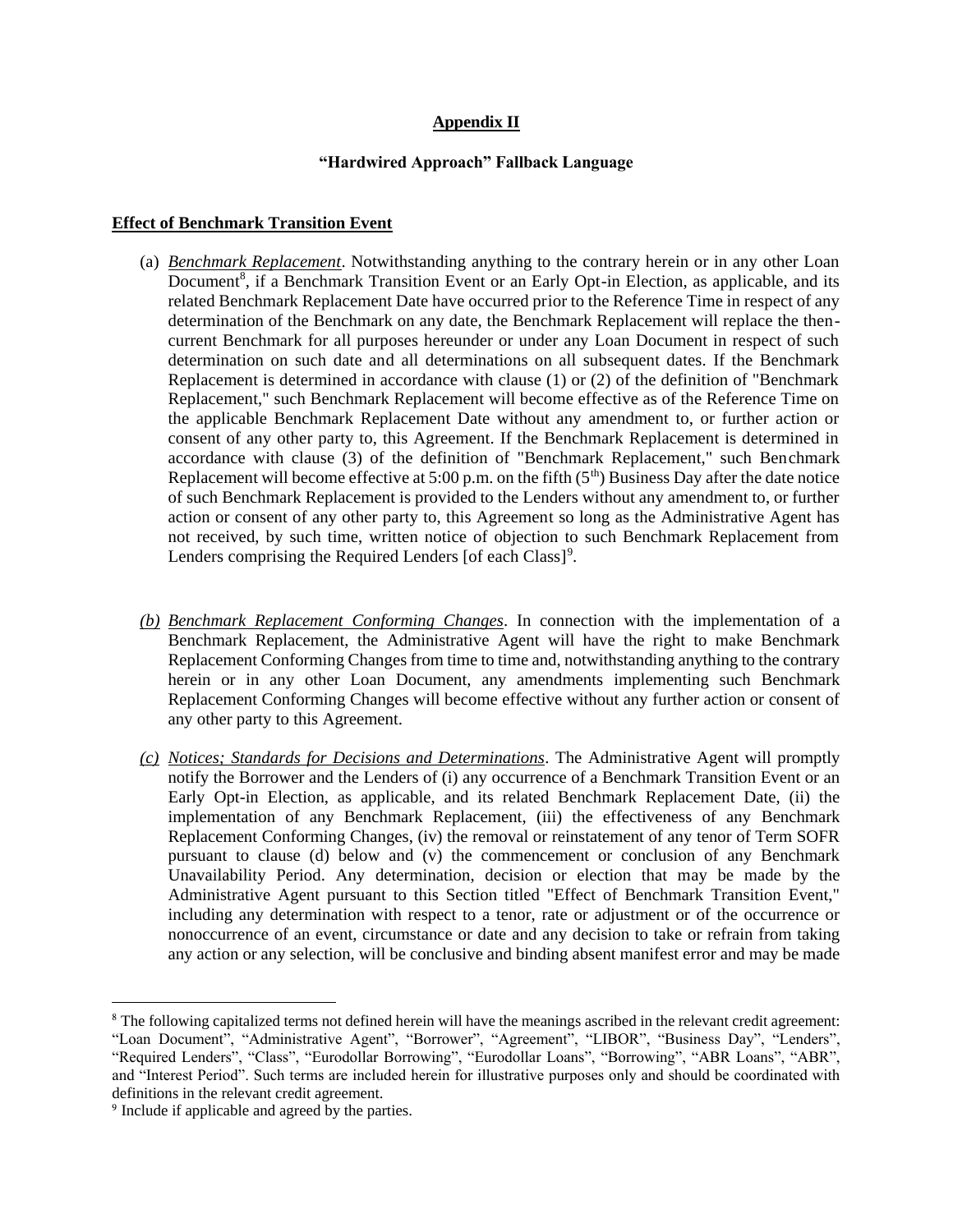**Appendix II**

**"Hardwired Approach" Fallback Language**

**Effect of Benchmark Transition Event**

(a) *Benchmark Replacement*. Notwithstanding anything to the contrary herein or in any other Loan Document[8], if a Benchmark Transition Event or an Early Opt-in Election, as applicable, and its related Benchmark Replacement Date have occurred prior to the Reference Time in respect of any determination of the Benchmark on any date, the Benchmark Replacement will replace the then-current Benchmark for all purposes hereunder or under any Loan Document in respect of such determination on such date and all determinations on all subsequent dates. If the Benchmark Replacement is determined in accordance with clause (1) or (2) of the definition of "Benchmark Replacement," such Benchmark Replacement will become effective as of the Reference Time on the applicable Benchmark Replacement Date without any amendment to, or further action or consent of any other party to, this Agreement. If the Benchmark Replacement is determined in accordance with clause (3) of the definition of "Benchmark Replacement," such Benchmark Replacement will become effective at 5:00 p.m. on the fifth (5th) Business Day after the date notice of such Benchmark Replacement is provided to the Lenders without any amendment to, or further action or consent of any other party to, this Agreement so long as the Administrative Agent has not received, by such time, written notice of objection to such Benchmark Replacement from Lenders comprising the Required Lenders [of each Class][9].

*(b) Benchmark Replacement Conforming Changes*. In connection with the implementation of a Benchmark Replacement, the Administrative Agent will have the right to make Benchmark Replacement Conforming Changes from time to time and, notwithstanding anything to the contrary herein or in any other Loan Document, any amendments implementing such Benchmark Replacement Conforming Changes will become effective without any further action or consent of any other party to this Agreement.

*(c) Notices; Standards for Decisions and Determinations*. The Administrative Agent will promptly notify the Borrower and the Lenders of (i) any occurrence of a Benchmark Transition Event or an Early Opt-in Election, as applicable, and its related Benchmark Replacement Date, (ii) the implementation of any Benchmark Replacement, (iii) the effectiveness of any Benchmark Replacement Conforming Changes, (iv) the removal or reinstatement of any tenor of Term SOFR pursuant to clause (d) below and (v) the commencement or conclusion of any Benchmark Unavailability Period. Any determination, decision or election that may be made by the Administrative Agent pursuant to this Section titled "Effect of Benchmark Transition Event," including any determination with respect to a tenor, rate or adjustment or of the occurrence or nonoccurrence of an event, circumstance or date and any decision to take or refrain from taking any action or any selection, will be conclusive and binding absent manifest error and may be made

---

[8] The following capitalized terms not defined herein will have the meanings ascribed in the relevant credit agreement: "Loan Document", "Administrative Agent", "Borrower", "Agreement", "LIBOR", "Business Day", "Lenders", "Required Lenders", "Class", "Eurodollar Borrowing", "Eurodollar Loans", "Borrowing", "ABR Loans", "ABR", and "Interest Period". Such terms are included herein for illustrative purposes only and should be coordinated with definitions in the relevant credit agreement.

[9] Include if applicable and agreed by the parties.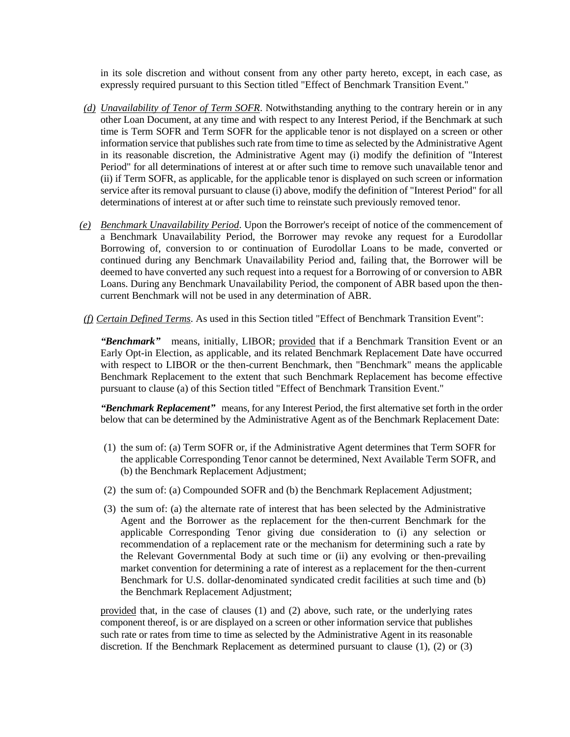in its sole discretion and without consent from any other party hereto, except, in each case, as expressly required pursuant to this Section titled "Effect of Benchmark Transition Event."

*(d) Unavailability of Tenor of Term SOFR*. Notwithstanding anything to the contrary herein or in any other Loan Document, at any time and with respect to any Interest Period, if the Benchmark at such time is Term SOFR and Term SOFR for the applicable tenor is not displayed on a screen or other information service that publishes such rate from time to time as selected by the Administrative Agent in its reasonable discretion, the Administrative Agent may (i) modify the definition of "Interest Period" for all determinations of interest at or after such time to remove such unavailable tenor and (ii) if Term SOFR, as applicable, for the applicable tenor is displayed on such screen or information service after its removal pursuant to clause (i) above, modify the definition of "Interest Period" for all determinations of interest at or after such time to reinstate such previously removed tenor.

*(e) Benchmark Unavailability Period*. Upon the Borrower's receipt of notice of the commencement of a Benchmark Unavailability Period, the Borrower may revoke any request for a Eurodollar Borrowing of, conversion to or continuation of Eurodollar Loans to be made, converted or continued during any Benchmark Unavailability Period and, failing that, the Borrower will be deemed to have converted any such request into a request for a Borrowing of or conversion to ABR Loans. During any Benchmark Unavailability Period, the component of ABR based upon the then-current Benchmark will not be used in any determination of ABR.

*(f) Certain Defined Terms*. As used in this Section titled "Effect of Benchmark Transition Event":

***"Benchmark"*** means, initially, LIBOR; provided that if a Benchmark Transition Event or an Early Opt-in Election, as applicable, and its related Benchmark Replacement Date have occurred with respect to LIBOR or the then-current Benchmark, then "Benchmark" means the applicable Benchmark Replacement to the extent that such Benchmark Replacement has become effective pursuant to clause (a) of this Section titled "Effect of Benchmark Transition Event."

***"Benchmark Replacement"*** means, for any Interest Period, the first alternative set forth in the order below that can be determined by the Administrative Agent as of the Benchmark Replacement Date:

(1) the sum of: (a) Term SOFR or, if the Administrative Agent determines that Term SOFR for the applicable Corresponding Tenor cannot be determined, Next Available Term SOFR, and (b) the Benchmark Replacement Adjustment;

(2) the sum of: (a) Compounded SOFR and (b) the Benchmark Replacement Adjustment;

(3) the sum of: (a) the alternate rate of interest that has been selected by the Administrative Agent and the Borrower as the replacement for the then-current Benchmark for the applicable Corresponding Tenor giving due consideration to (i) any selection or recommendation of a replacement rate or the mechanism for determining such a rate by the Relevant Governmental Body at such time or (ii) any evolving or then-prevailing market convention for determining a rate of interest as a replacement for the then-current Benchmark for U.S. dollar-denominated syndicated credit facilities at such time and (b) the Benchmark Replacement Adjustment;

provided that, in the case of clauses (1) and (2) above, such rate, or the underlying rates component thereof, is or are displayed on a screen or other information service that publishes such rate or rates from time to time as selected by the Administrative Agent in its reasonable discretion. If the Benchmark Replacement as determined pursuant to clause (1), (2) or (3)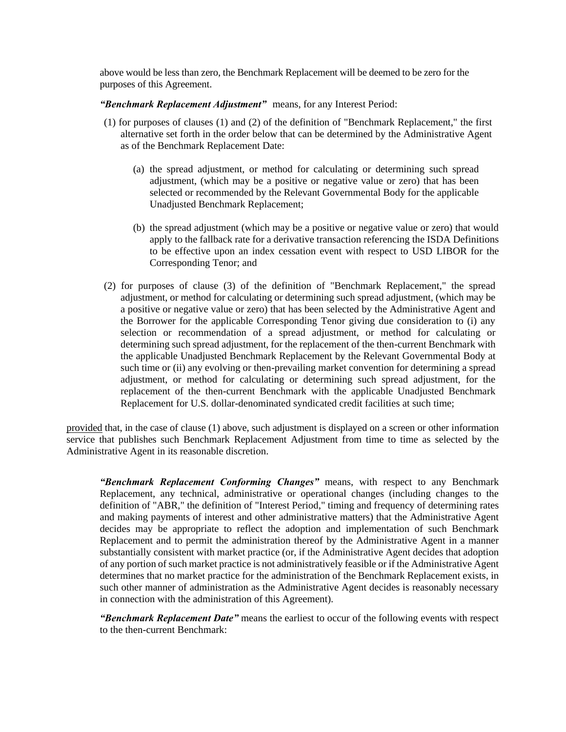above would be less than zero, the Benchmark Replacement will be deemed to be zero for the purposes of this Agreement.

***"Benchmark Replacement Adjustment"*** means, for any Interest Period:

(1) for purposes of clauses (1) and (2) of the definition of "Benchmark Replacement," the first alternative set forth in the order below that can be determined by the Administrative Agent as of the Benchmark Replacement Date:

(a) the spread adjustment, or method for calculating or determining such spread adjustment, (which may be a positive or negative value or zero) that has been selected or recommended by the Relevant Governmental Body for the applicable Unadjusted Benchmark Replacement;

(b) the spread adjustment (which may be a positive or negative value or zero) that would apply to the fallback rate for a derivative transaction referencing the ISDA Definitions to be effective upon an index cessation event with respect to USD LIBOR for the Corresponding Tenor; and

(2) for purposes of clause (3) of the definition of "Benchmark Replacement," the spread adjustment, or method for calculating or determining such spread adjustment, (which may be a positive or negative value or zero) that has been selected by the Administrative Agent and the Borrower for the applicable Corresponding Tenor giving due consideration to (i) any selection or recommendation of a spread adjustment, or method for calculating or determining such spread adjustment, for the replacement of the then-current Benchmark with the applicable Unadjusted Benchmark Replacement by the Relevant Governmental Body at such time or (ii) any evolving or then-prevailing market convention for determining a spread adjustment, or method for calculating or determining such spread adjustment, for the replacement of the then-current Benchmark with the applicable Unadjusted Benchmark Replacement for U.S. dollar-denominated syndicated credit facilities at such time;

provided that, in the case of clause (1) above, such adjustment is displayed on a screen or other information service that publishes such Benchmark Replacement Adjustment from time to time as selected by the Administrative Agent in its reasonable discretion.

***"Benchmark Replacement Conforming Changes"*** means, with respect to any Benchmark Replacement, any technical, administrative or operational changes (including changes to the definition of "ABR," the definition of "Interest Period," timing and frequency of determining rates and making payments of interest and other administrative matters) that the Administrative Agent decides may be appropriate to reflect the adoption and implementation of such Benchmark Replacement and to permit the administration thereof by the Administrative Agent in a manner substantially consistent with market practice (or, if the Administrative Agent decides that adoption of any portion of such market practice is not administratively feasible or if the Administrative Agent determines that no market practice for the administration of the Benchmark Replacement exists, in such other manner of administration as the Administrative Agent decides is reasonably necessary in connection with the administration of this Agreement).

***"Benchmark Replacement Date"*** means the earliest to occur of the following events with respect to the then-current Benchmark: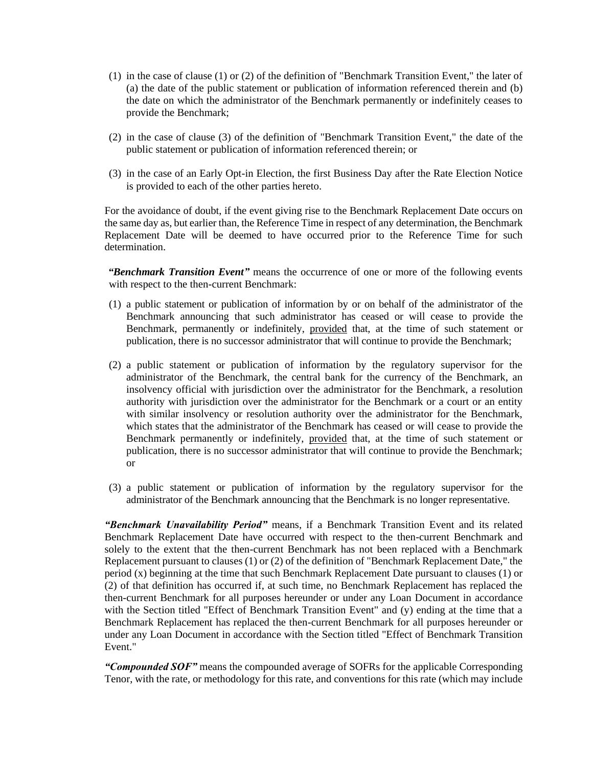(1) in the case of clause (1) or (2) of the definition of "Benchmark Transition Event," the later of (a) the date of the public statement or publication of information referenced therein and (b) the date on which the administrator of the Benchmark permanently or indefinitely ceases to provide the Benchmark;

(2) in the case of clause (3) of the definition of "Benchmark Transition Event," the date of the public statement or publication of information referenced therein; or

(3) in the case of an Early Opt-in Election, the first Business Day after the Rate Election Notice is provided to each of the other parties hereto.

For the avoidance of doubt, if the event giving rise to the Benchmark Replacement Date occurs on the same day as, but earlier than, the Reference Time in respect of any determination, the Benchmark Replacement Date will be deemed to have occurred prior to the Reference Time for such determination.

***"Benchmark Transition Event"*** means the occurrence of one or more of the following events with respect to the then-current Benchmark:

(1) a public statement or publication of information by or on behalf of the administrator of the Benchmark announcing that such administrator has ceased or will cease to provide the Benchmark, permanently or indefinitely, provided that, at the time of such statement or publication, there is no successor administrator that will continue to provide the Benchmark;

(2) a public statement or publication of information by the regulatory supervisor for the administrator of the Benchmark, the central bank for the currency of the Benchmark, an insolvency official with jurisdiction over the administrator for the Benchmark, a resolution authority with jurisdiction over the administrator for the Benchmark or a court or an entity with similar insolvency or resolution authority over the administrator for the Benchmark, which states that the administrator of the Benchmark has ceased or will cease to provide the Benchmark permanently or indefinitely, provided that, at the time of such statement or publication, there is no successor administrator that will continue to provide the Benchmark; or

(3) a public statement or publication of information by the regulatory supervisor for the administrator of the Benchmark announcing that the Benchmark is no longer representative.

***"Benchmark Unavailability Period"*** means, if a Benchmark Transition Event and its related Benchmark Replacement Date have occurred with respect to the then-current Benchmark and solely to the extent that the then-current Benchmark has not been replaced with a Benchmark Replacement pursuant to clauses (1) or (2) of the definition of "Benchmark Replacement Date," the period (x) beginning at the time that such Benchmark Replacement Date pursuant to clauses (1) or (2) of that definition has occurred if, at such time, no Benchmark Replacement has replaced the then-current Benchmark for all purposes hereunder or under any Loan Document in accordance with the Section titled "Effect of Benchmark Transition Event" and (y) ending at the time that a Benchmark Replacement has replaced the then-current Benchmark for all purposes hereunder or under any Loan Document in accordance with the Section titled "Effect of Benchmark Transition Event."

***"Compounded SOF"*** means the compounded average of SOFRs for the applicable Corresponding Tenor, with the rate, or methodology for this rate, and conventions for this rate (which may include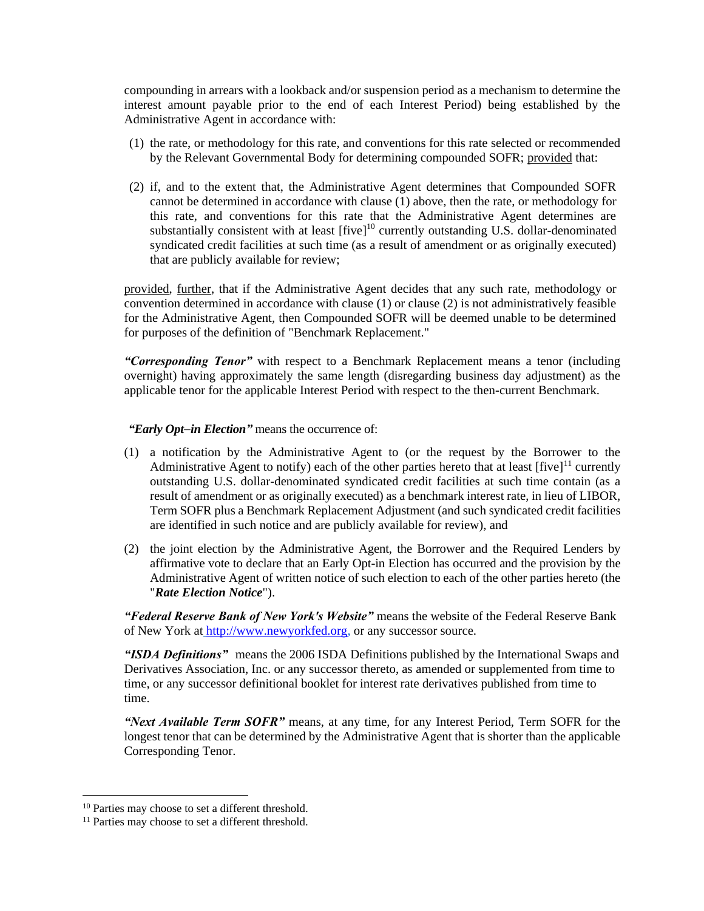compounding in arrears with a lookback and/or suspension period as a mechanism to determine the interest amount payable prior to the end of each Interest Period) being established by the Administrative Agent in accordance with:

(1) the rate, or methodology for this rate, and conventions for this rate selected or recommended by the Relevant Governmental Body for determining compounded SOFR; provided that:

(2) if, and to the extent that, the Administrative Agent determines that Compounded SOFR cannot be determined in accordance with clause (1) above, then the rate, or methodology for this rate, and conventions for this rate that the Administrative Agent determines are substantially consistent with at least [five][10] currently outstanding U.S. dollar-denominated syndicated credit facilities at such time (as a result of amendment or as originally executed) that are publicly available for review;

provided, further, that if the Administrative Agent decides that any such rate, methodology or convention determined in accordance with clause (1) or clause (2) is not administratively feasible for the Administrative Agent, then Compounded SOFR will be deemed unable to be determined for purposes of the definition of "Benchmark Replacement."

***"Corresponding Tenor"*** with respect to a Benchmark Replacement means a tenor (including overnight) having approximately the same length (disregarding business day adjustment) as the applicable tenor for the applicable Interest Period with respect to the then-current Benchmark.

***"Early Opt–in Election"*** means the occurrence of:

(1) a notification by the Administrative Agent to (or the request by the Borrower to the Administrative Agent to notify) each of the other parties hereto that at least [five][11] currently outstanding U.S. dollar-denominated syndicated credit facilities at such time contain (as a result of amendment or as originally executed) as a benchmark interest rate, in lieu of LIBOR, Term SOFR plus a Benchmark Replacement Adjustment (and such syndicated credit facilities are identified in such notice and are publicly available for review), and

(2) the joint election by the Administrative Agent, the Borrower and the Required Lenders by affirmative vote to declare that an Early Opt-in Election has occurred and the provision by the Administrative Agent of written notice of such election to each of the other parties hereto (the "***Rate Election Notice***").

***"Federal Reserve Bank of New York's Website"*** means the website of the Federal Reserve Bank of New York at http://www.newyorkfed.org, or any successor source.

***"ISDA Definitions"*** means the 2006 ISDA Definitions published by the International Swaps and Derivatives Association, Inc. or any successor thereto, as amended or supplemented from time to time, or any successor definitional booklet for interest rate derivatives published from time to time.

***"Next Available Term SOFR"*** means, at any time, for any Interest Period, Term SOFR for the longest tenor that can be determined by the Administrative Agent that is shorter than the applicable Corresponding Tenor.

---

[10] Parties may choose to set a different threshold.

[11] Parties may choose to set a different threshold.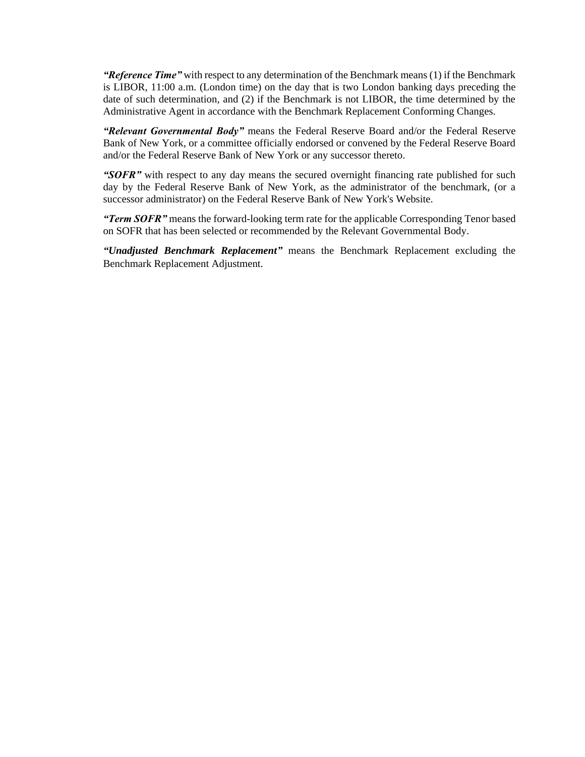***"Reference Time"*** with respect to any determination of the Benchmark means (1) if the Benchmark is LIBOR, 11:00 a.m. (London time) on the day that is two London banking days preceding the date of such determination, and (2) if the Benchmark is not LIBOR, the time determined by the Administrative Agent in accordance with the Benchmark Replacement Conforming Changes.

***"Relevant Governmental Body"*** means the Federal Reserve Board and/or the Federal Reserve Bank of New York, or a committee officially endorsed or convened by the Federal Reserve Board and/or the Federal Reserve Bank of New York or any successor thereto.

***"SOFR"*** with respect to any day means the secured overnight financing rate published for such day by the Federal Reserve Bank of New York, as the administrator of the benchmark, (or a successor administrator) on the Federal Reserve Bank of New York's Website.

***"Term SOFR"*** means the forward-looking term rate for the applicable Corresponding Tenor based on SOFR that has been selected or recommended by the Relevant Governmental Body.

***"Unadjusted Benchmark Replacement"*** means the Benchmark Replacement excluding the Benchmark Replacement Adjustment.